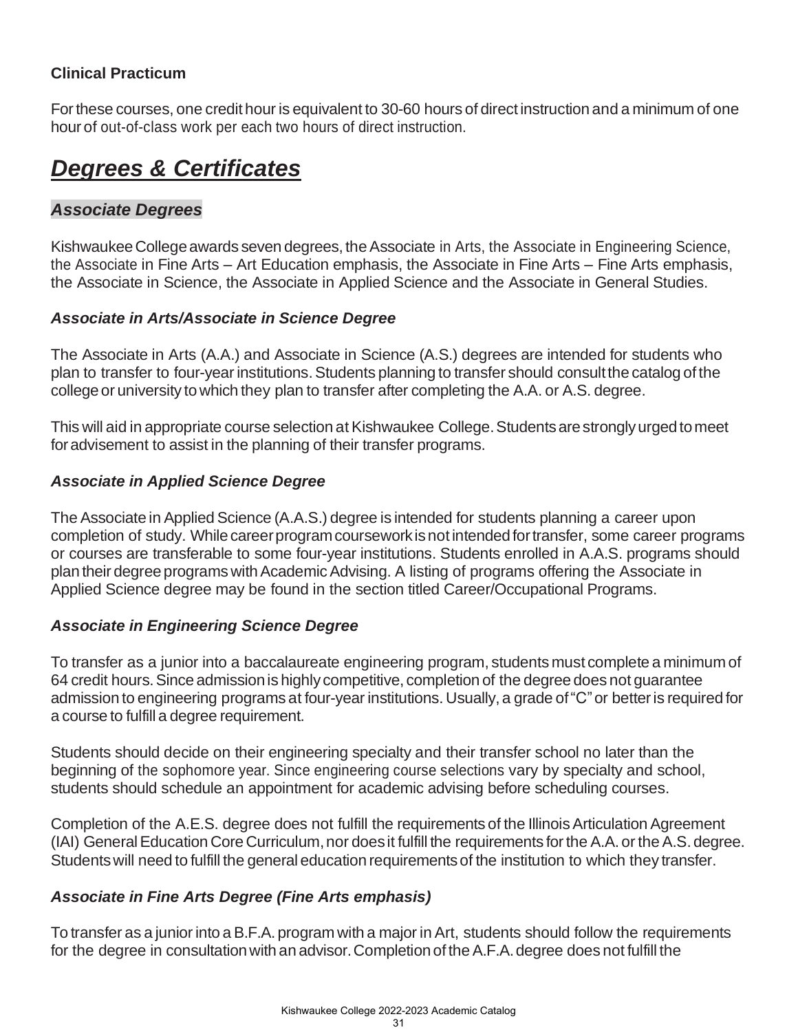### Clinical Practicum

For these courses, one credit hour is equivalent to 30-60 hours of direct instruction and a minimum of one hour of out-of-class work per each two hours of direct instruction.

# ***Degrees & Certificates***

## ***Associate Degrees***

Kishwaukee College awards seven degrees, the Associate in Arts, the Associate in Engineering Science, the Associate in Fine Arts – Art Education emphasis, the Associate in Fine Arts – Fine Arts emphasis, the Associate in Science, the Associate in Applied Science and the Associate in General Studies.

### ***Associate in Arts/Associate in Science Degree***

The Associate in Arts (A.A.) and Associate in Science (A.S.) degrees are intended for students who plan to transfer to four-year institutions. Students planning to transfer should consult the catalog of the college or university to which they plan to transfer after completing the A.A. or A.S. degree.

This will aid in appropriate course selection at Kishwaukee College. Students are strongly urged to meet for advisement to assist in the planning of their transfer programs.

### ***Associate in Applied Science Degree***

The Associate in Applied Science (A.A.S.) degree is intended for students planning a career upon completion of study. While career program coursework is not intended for transfer, some career programs or courses are transferable to some four-year institutions. Students enrolled in A.A.S. programs should plan their degree programs with Academic Advising. A listing of programs offering the Associate in Applied Science degree may be found in the section titled Career/Occupational Programs.

### ***Associate in Engineering Science Degree***

To transfer as a junior into a baccalaureate engineering program, students must complete a minimum of 64 credit hours. Since admission is highly competitive, completion of the degree does not guarantee admission to engineering programs at four-year institutions. Usually, a grade of "C" or better is required for a course to fulfill a degree requirement.

Students should decide on their engineering specialty and their transfer school no later than the beginning of the sophomore year. Since engineering course selections vary by specialty and school, students should schedule an appointment for academic advising before scheduling courses.

Completion of the A.E.S. degree does not fulfill the requirements of the Illinois Articulation Agreement (IAI) General Education Core Curriculum, nor does it fulfill the requirements for the A.A. or the A.S. degree. Students will need to fulfill the general education requirements of the institution to which they transfer.

### ***Associate in Fine Arts Degree (Fine Arts emphasis)***

To transfer as a junior into a B.F.A. program with a major in Art, students should follow the requirements for the degree in consultation with an advisor. Completion of the A.F.A. degree does not fulfill the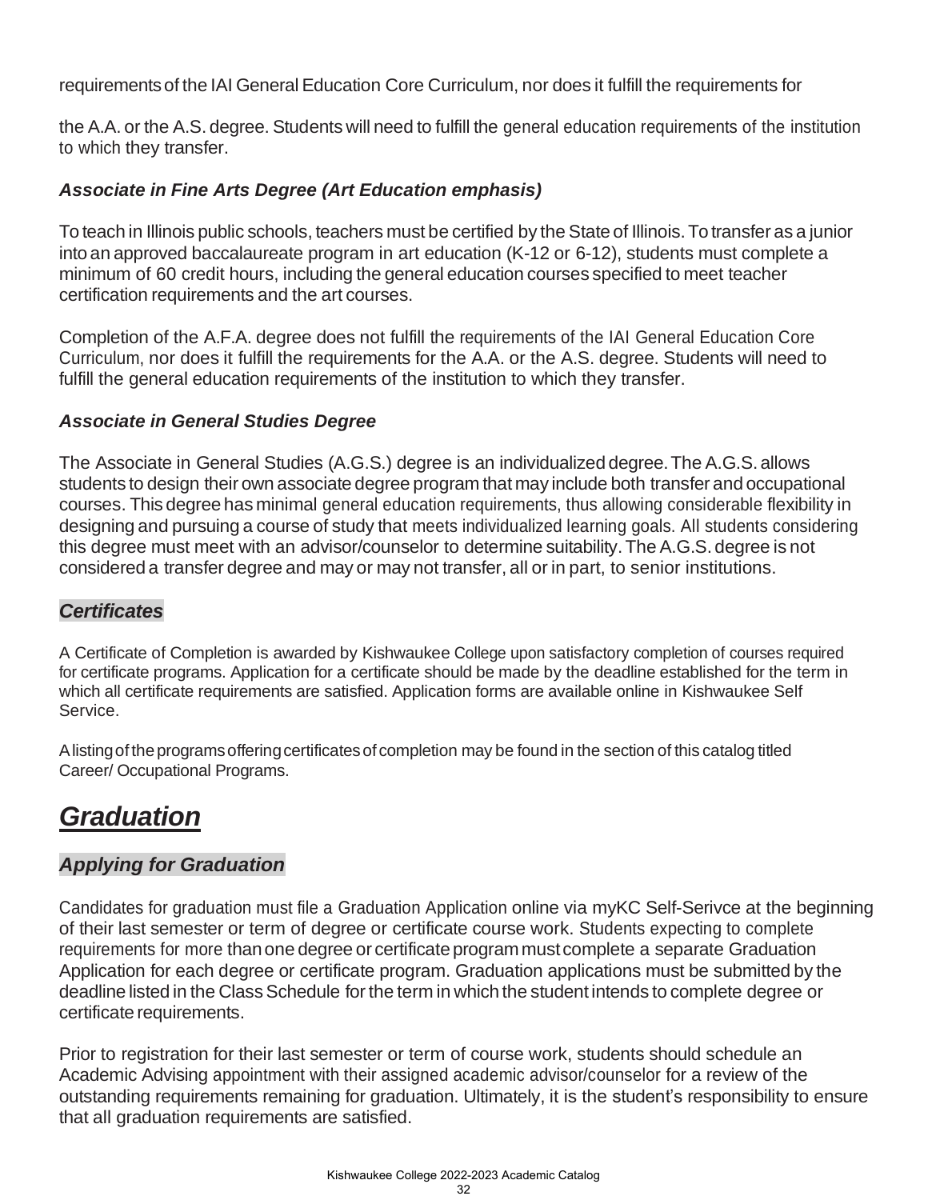requirements of the IAI General Education Core Curriculum, nor does it fulfill the requirements for

the A.A. or the A.S. degree. Students will need to fulfill the general education requirements of the institution to which they transfer.

### *Associate in Fine Arts Degree (Art Education emphasis)*

To teach in Illinois public schools, teachers must be certified by the State of Illinois. To transfer as a junior into an approved baccalaureate program in art education (K-12 or 6-12), students must complete a minimum of 60 credit hours, including the general education courses specified to meet teacher certification requirements and the art courses.

Completion of the A.F.A. degree does not fulfill the requirements of the IAI General Education Core Curriculum, nor does it fulfill the requirements for the A.A. or the A.S. degree. Students will need to fulfill the general education requirements of the institution to which they transfer.

### *Associate in General Studies Degree*

The Associate in General Studies (A.G.S.) degree is an individualized degree. The A.G.S. allows students to design their own associate degree program that may include both transfer and occupational courses. This degree has minimal general education requirements, thus allowing considerable flexibility in designing and pursuing a course of study that meets individualized learning goals. All students considering this degree must meet with an advisor/counselor to determine suitability. The A.G.S. degree is not considered a transfer degree and may or may not transfer, all or in part, to senior institutions.

### *Certificates*

A Certificate of Completion is awarded by Kishwaukee College upon satisfactory completion of courses required for certificate programs. Application for a certificate should be made by the deadline established for the term in which all certificate requirements are satisfied. Application forms are available online in Kishwaukee Self Service.

A listing of the programs offering certificates of completion may be found in the section of this catalog titled Career/ Occupational Programs.

# ***Graduation***

### *Applying for Graduation*

Candidates for graduation must file a Graduation Application online via myKC Self-Serivce at the beginning of their last semester or term of degree or certificate course work. Students expecting to complete requirements for more than one degree or certificate program must complete a separate Graduation Application for each degree or certificate program. Graduation applications must be submitted by the deadline listed in the Class Schedule for the term in which the student intends to complete degree or certificate requirements.

Prior to registration for their last semester or term of course work, students should schedule an Academic Advising appointment with their assigned academic advisor/counselor for a review of the outstanding requirements remaining for graduation. Ultimately, it is the student's responsibility to ensure that all graduation requirements are satisfied.